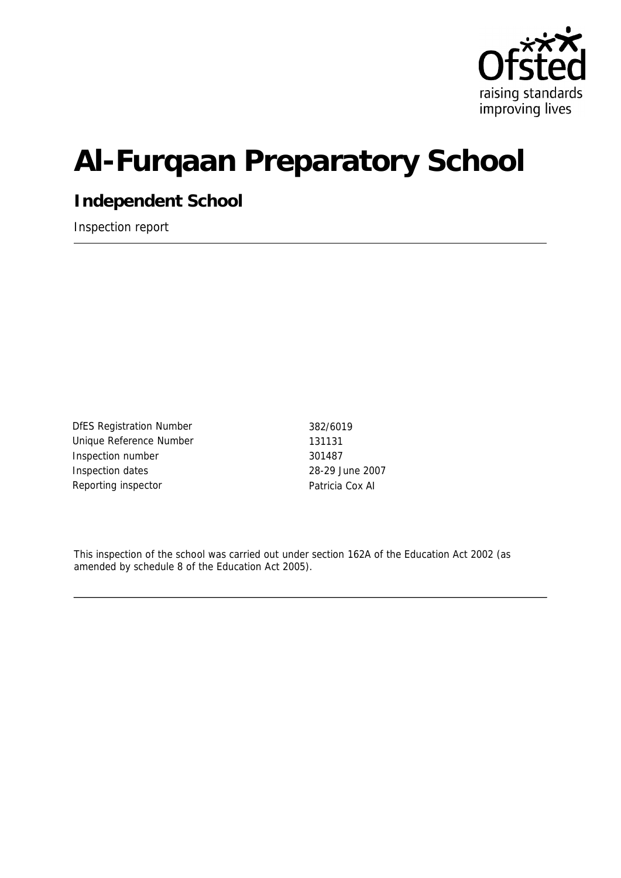Ofsted

raising standards improving lives

# Al-Furqaan Preparatory School

## Independent School

Inspection report

| | |
|---|---|
| DfES Registration Number | 382/6019 |
| Unique Reference Number | 131131 |
| Inspection number | 301487 |
| Inspection dates | 28-29 June 2007 |
| Reporting inspector | Patricia Cox AI |

This inspection of the school was carried out under section 162A of the Education Act 2002 (as amended by schedule 8 of the Education Act 2005).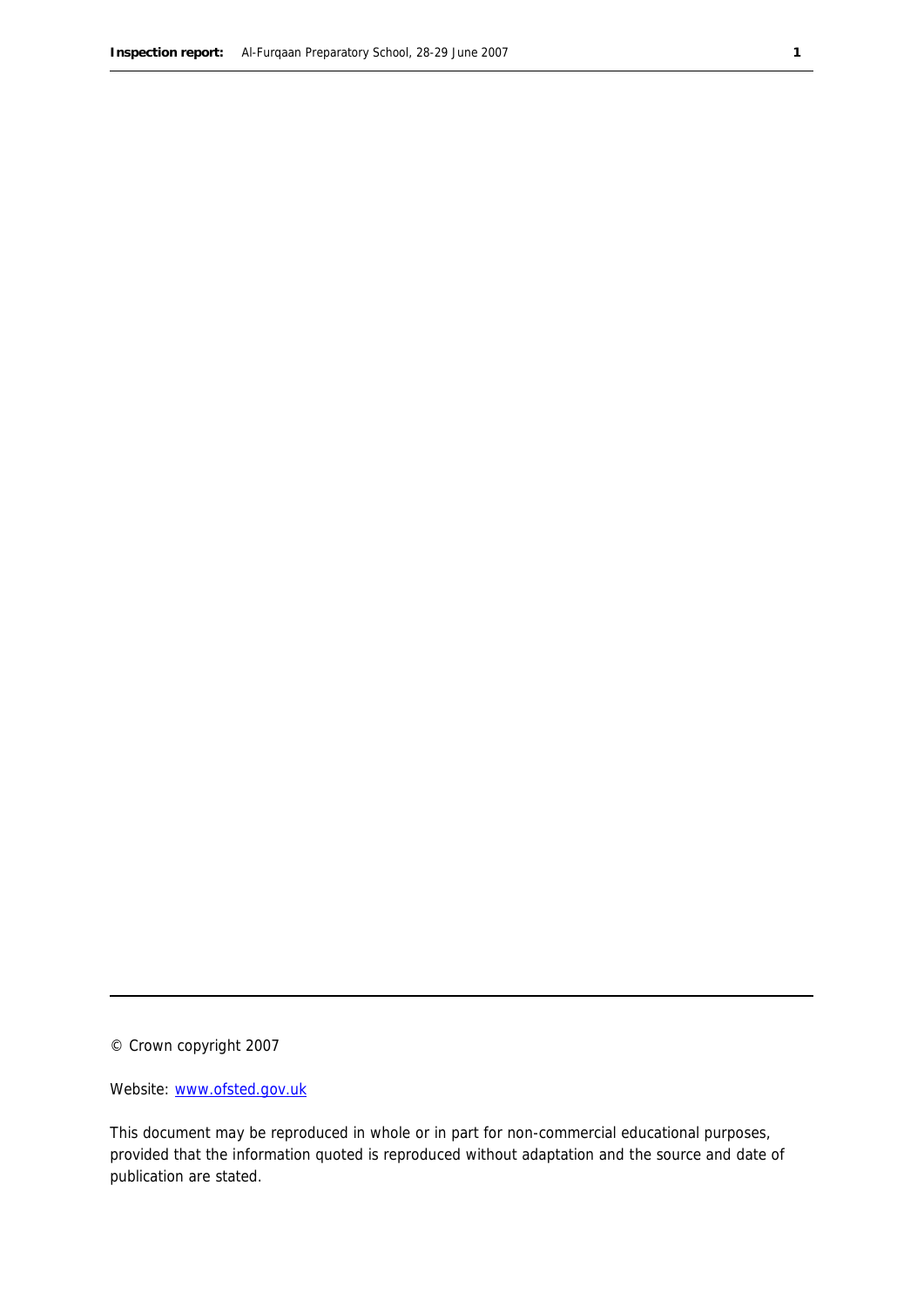© Crown copyright 2007

Website: www.ofsted.gov.uk

This document may be reproduced in whole or in part for non-commercial educational purposes, provided that the information quoted is reproduced without adaptation and the source and date of publication are stated.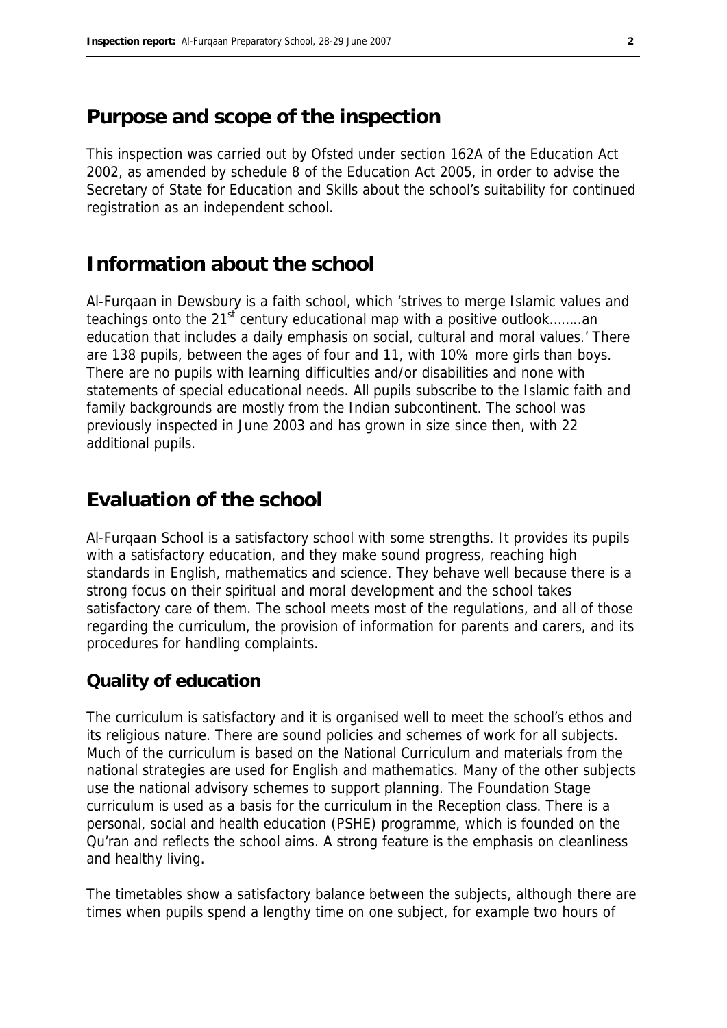## Purpose and scope of the inspection

This inspection was carried out by Ofsted under section 162A of the Education Act 2002, as amended by schedule 8 of the Education Act 2005, in order to advise the Secretary of State for Education and Skills about the school's suitability for continued registration as an independent school.

## Information about the school

Al-Furqaan in Dewsbury is a faith school, which 'strives to merge Islamic values and teachings onto the 21st century educational map with a positive outlook……..an education that includes a daily emphasis on social, cultural and moral values.' There are 138 pupils, between the ages of four and 11, with 10% more girls than boys. There are no pupils with learning difficulties and/or disabilities and none with statements of special educational needs. All pupils subscribe to the Islamic faith and family backgrounds are mostly from the Indian subcontinent. The school was previously inspected in June 2003 and has grown in size since then, with 22 additional pupils.

## Evaluation of the school

Al-Furqaan School is a satisfactory school with some strengths. It provides its pupils with a satisfactory education, and they make sound progress, reaching high standards in English, mathematics and science. They behave well because there is a strong focus on their spiritual and moral development and the school takes satisfactory care of them. The school meets most of the regulations, and all of those regarding the curriculum, the provision of information for parents and carers, and its procedures for handling complaints.

### Quality of education

The curriculum is satisfactory and it is organised well to meet the school's ethos and its religious nature. There are sound policies and schemes of work for all subjects. Much of the curriculum is based on the National Curriculum and materials from the national strategies are used for English and mathematics. Many of the other subjects use the national advisory schemes to support planning. The Foundation Stage curriculum is used as a basis for the curriculum in the Reception class. There is a personal, social and health education (PSHE) programme, which is founded on the Qu'ran and reflects the school aims. A strong feature is the emphasis on cleanliness and healthy living.

The timetables show a satisfactory balance between the subjects, although there are times when pupils spend a lengthy time on one subject, for example two hours of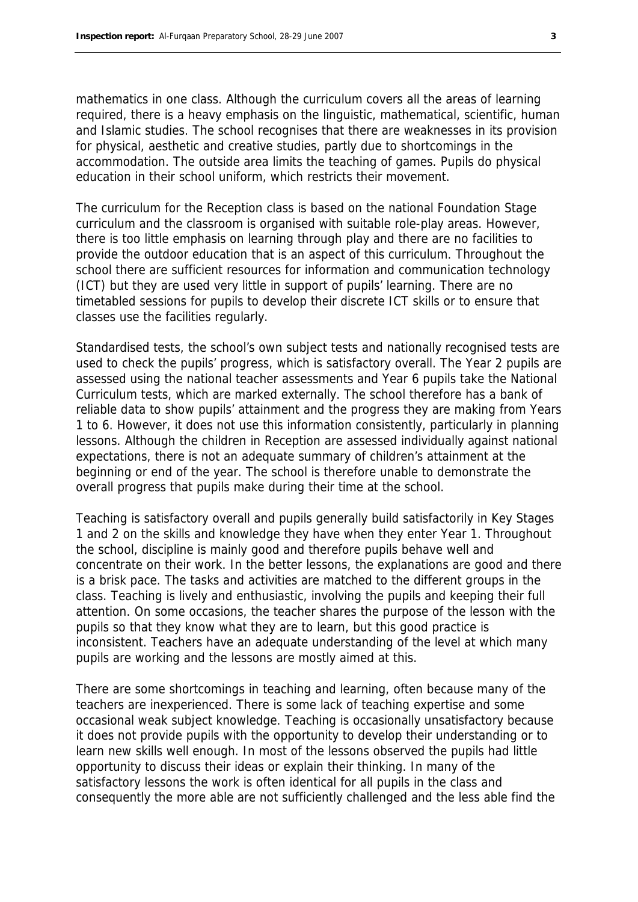mathematics in one class. Although the curriculum covers all the areas of learning required, there is a heavy emphasis on the linguistic, mathematical, scientific, human and Islamic studies. The school recognises that there are weaknesses in its provision for physical, aesthetic and creative studies, partly due to shortcomings in the accommodation. The outside area limits the teaching of games. Pupils do physical education in their school uniform, which restricts their movement.

The curriculum for the Reception class is based on the national Foundation Stage curriculum and the classroom is organised with suitable role-play areas. However, there is too little emphasis on learning through play and there are no facilities to provide the outdoor education that is an aspect of this curriculum. Throughout the school there are sufficient resources for information and communication technology (ICT) but they are used very little in support of pupils' learning. There are no timetabled sessions for pupils to develop their discrete ICT skills or to ensure that classes use the facilities regularly.

Standardised tests, the school's own subject tests and nationally recognised tests are used to check the pupils' progress, which is satisfactory overall. The Year 2 pupils are assessed using the national teacher assessments and Year 6 pupils take the National Curriculum tests, which are marked externally. The school therefore has a bank of reliable data to show pupils' attainment and the progress they are making from Years 1 to 6. However, it does not use this information consistently, particularly in planning lessons. Although the children in Reception are assessed individually against national expectations, there is not an adequate summary of children's attainment at the beginning or end of the year. The school is therefore unable to demonstrate the overall progress that pupils make during their time at the school.

Teaching is satisfactory overall and pupils generally build satisfactorily in Key Stages 1 and 2 on the skills and knowledge they have when they enter Year 1. Throughout the school, discipline is mainly good and therefore pupils behave well and concentrate on their work. In the better lessons, the explanations are good and there is a brisk pace. The tasks and activities are matched to the different groups in the class. Teaching is lively and enthusiastic, involving the pupils and keeping their full attention. On some occasions, the teacher shares the purpose of the lesson with the pupils so that they know what they are to learn, but this good practice is inconsistent. Teachers have an adequate understanding of the level at which many pupils are working and the lessons are mostly aimed at this.

There are some shortcomings in teaching and learning, often because many of the teachers are inexperienced. There is some lack of teaching expertise and some occasional weak subject knowledge. Teaching is occasionally unsatisfactory because it does not provide pupils with the opportunity to develop their understanding or to learn new skills well enough. In most of the lessons observed the pupils had little opportunity to discuss their ideas or explain their thinking. In many of the satisfactory lessons the work is often identical for all pupils in the class and consequently the more able are not sufficiently challenged and the less able find the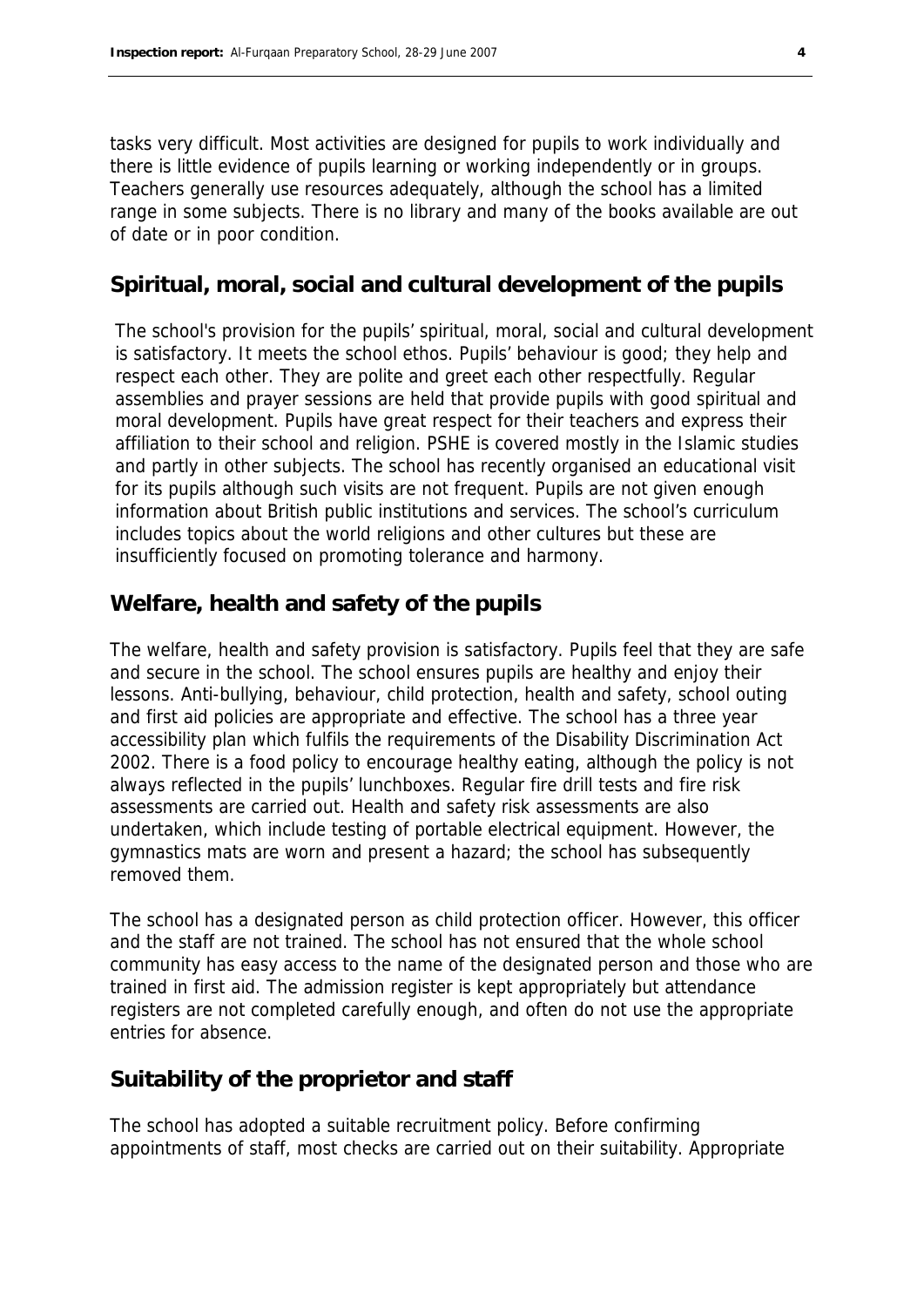tasks very difficult. Most activities are designed for pupils to work individually and there is little evidence of pupils learning or working independently or in groups. Teachers generally use resources adequately, although the school has a limited range in some subjects. There is no library and many of the books available are out of date or in poor condition.

## Spiritual, moral, social and cultural development of the pupils

The school's provision for the pupils' spiritual, moral, social and cultural development is satisfactory. It meets the school ethos. Pupils' behaviour is good; they help and respect each other. They are polite and greet each other respectfully. Regular assemblies and prayer sessions are held that provide pupils with good spiritual and moral development. Pupils have great respect for their teachers and express their affiliation to their school and religion. PSHE is covered mostly in the Islamic studies and partly in other subjects. The school has recently organised an educational visit for its pupils although such visits are not frequent. Pupils are not given enough information about British public institutions and services. The school's curriculum includes topics about the world religions and other cultures but these are insufficiently focused on promoting tolerance and harmony.

## Welfare, health and safety of the pupils

The welfare, health and safety provision is satisfactory. Pupils feel that they are safe and secure in the school. The school ensures pupils are healthy and enjoy their lessons. Anti-bullying, behaviour, child protection, health and safety, school outing and first aid policies are appropriate and effective. The school has a three year accessibility plan which fulfils the requirements of the Disability Discrimination Act 2002. There is a food policy to encourage healthy eating, although the policy is not always reflected in the pupils' lunchboxes. Regular fire drill tests and fire risk assessments are carried out. Health and safety risk assessments are also undertaken, which include testing of portable electrical equipment. However, the gymnastics mats are worn and present a hazard; the school has subsequently removed them.

The school has a designated person as child protection officer. However, this officer and the staff are not trained. The school has not ensured that the whole school community has easy access to the name of the designated person and those who are trained in first aid. The admission register is kept appropriately but attendance registers are not completed carefully enough, and often do not use the appropriate entries for absence.

## Suitability of the proprietor and staff

The school has adopted a suitable recruitment policy. Before confirming appointments of staff, most checks are carried out on their suitability. Appropriate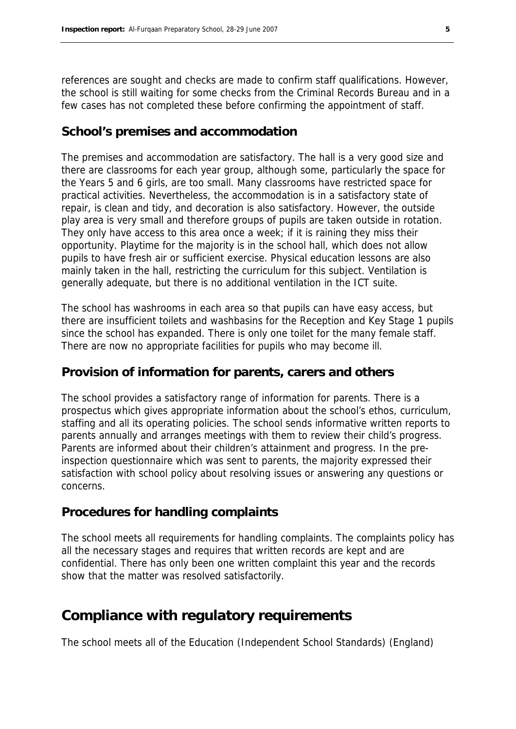references are sought and checks are made to confirm staff qualifications. However, the school is still waiting for some checks from the Criminal Records Bureau and in a few cases has not completed these before confirming the appointment of staff.

### School's premises and accommodation

The premises and accommodation are satisfactory. The hall is a very good size and there are classrooms for each year group, although some, particularly the space for the Years 5 and 6 girls, are too small. Many classrooms have restricted space for practical activities. Nevertheless, the accommodation is in a satisfactory state of repair, is clean and tidy, and decoration is also satisfactory. However, the outside play area is very small and therefore groups of pupils are taken outside in rotation. They only have access to this area once a week; if it is raining they miss their opportunity. Playtime for the majority is in the school hall, which does not allow pupils to have fresh air or sufficient exercise. Physical education lessons are also mainly taken in the hall, restricting the curriculum for this subject. Ventilation is generally adequate, but there is no additional ventilation in the ICT suite.

The school has washrooms in each area so that pupils can have easy access, but there are insufficient toilets and washbasins for the Reception and Key Stage 1 pupils since the school has expanded. There is only one toilet for the many female staff. There are now no appropriate facilities for pupils who may become ill.

### Provision of information for parents, carers and others

The school provides a satisfactory range of information for parents. There is a prospectus which gives appropriate information about the school's ethos, curriculum, staffing and all its operating policies. The school sends informative written reports to parents annually and arranges meetings with them to review their child's progress. Parents are informed about their children's attainment and progress. In the pre-inspection questionnaire which was sent to parents, the majority expressed their satisfaction with school policy about resolving issues or answering any questions or concerns.

### Procedures for handling complaints

The school meets all requirements for handling complaints. The complaints policy has all the necessary stages and requires that written records are kept and are confidential. There has only been one written complaint this year and the records show that the matter was resolved satisfactorily.

## Compliance with regulatory requirements

The school meets all of the Education (Independent School Standards) (England)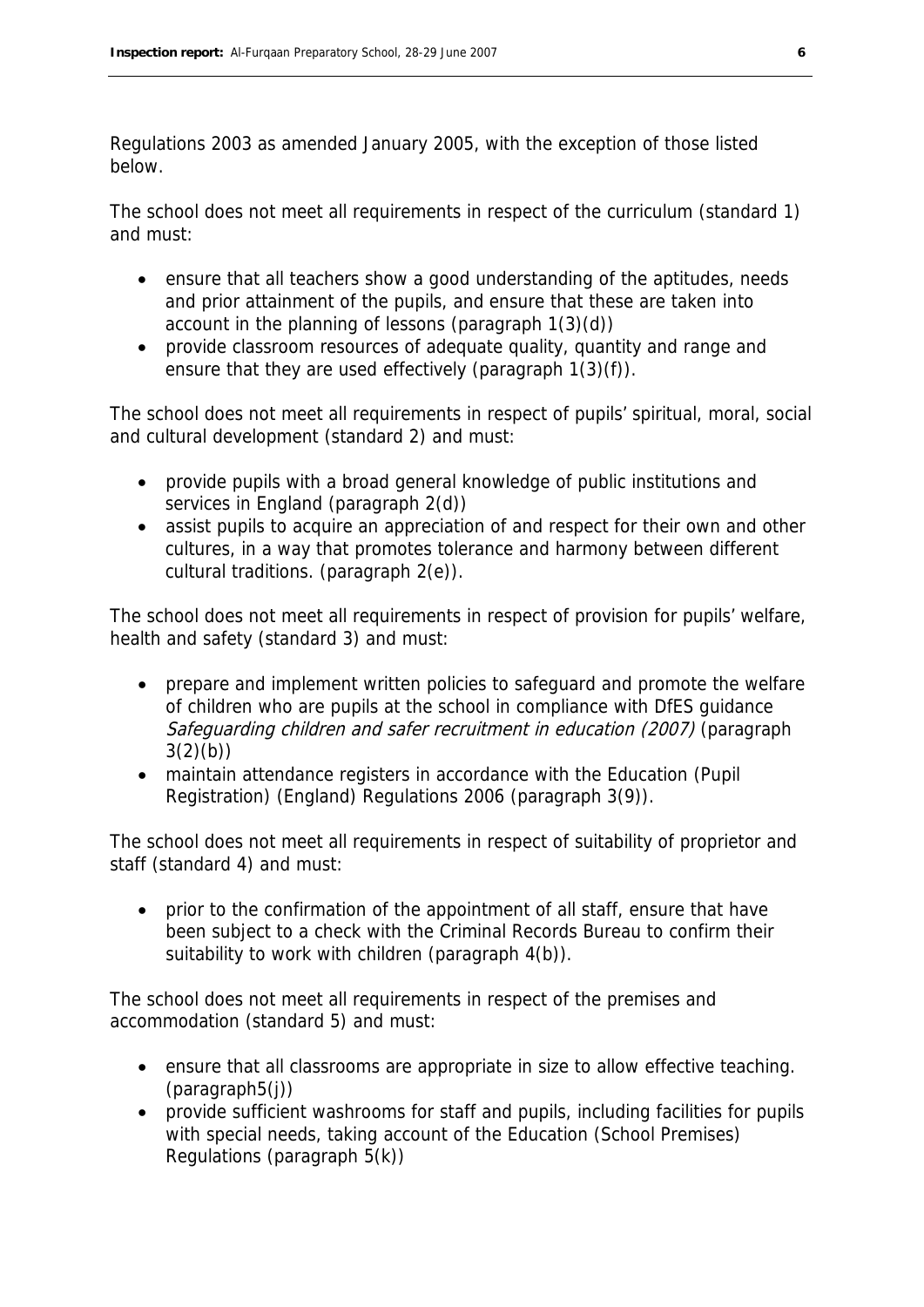Regulations 2003 as amended January 2005, with the exception of those listed below.

The school does not meet all requirements in respect of the curriculum (standard 1) and must:

- ensure that all teachers show a good understanding of the aptitudes, needs and prior attainment of the pupils, and ensure that these are taken into account in the planning of lessons (paragraph 1(3)(d))
- provide classroom resources of adequate quality, quantity and range and ensure that they are used effectively (paragraph 1(3)(f)).

The school does not meet all requirements in respect of pupils' spiritual, moral, social and cultural development (standard 2) and must:

- provide pupils with a broad general knowledge of public institutions and services in England (paragraph 2(d))
- assist pupils to acquire an appreciation of and respect for their own and other cultures, in a way that promotes tolerance and harmony between different cultural traditions. (paragraph 2(e)).

The school does not meet all requirements in respect of provision for pupils' welfare, health and safety (standard 3) and must:

- prepare and implement written policies to safeguard and promote the welfare of children who are pupils at the school in compliance with DfES guidance *Safeguarding children and safer recruitment in education (2007)* (paragraph 3(2)(b))
- maintain attendance registers in accordance with the Education (Pupil Registration) (England) Regulations 2006 (paragraph 3(9)).

The school does not meet all requirements in respect of suitability of proprietor and staff (standard 4) and must:

- prior to the confirmation of the appointment of all staff, ensure that have been subject to a check with the Criminal Records Bureau to confirm their suitability to work with children (paragraph 4(b)).

The school does not meet all requirements in respect of the premises and accommodation (standard 5) and must:

- ensure that all classrooms are appropriate in size to allow effective teaching. (paragraph5(j))
- provide sufficient washrooms for staff and pupils, including facilities for pupils with special needs, taking account of the Education (School Premises) Regulations (paragraph 5(k))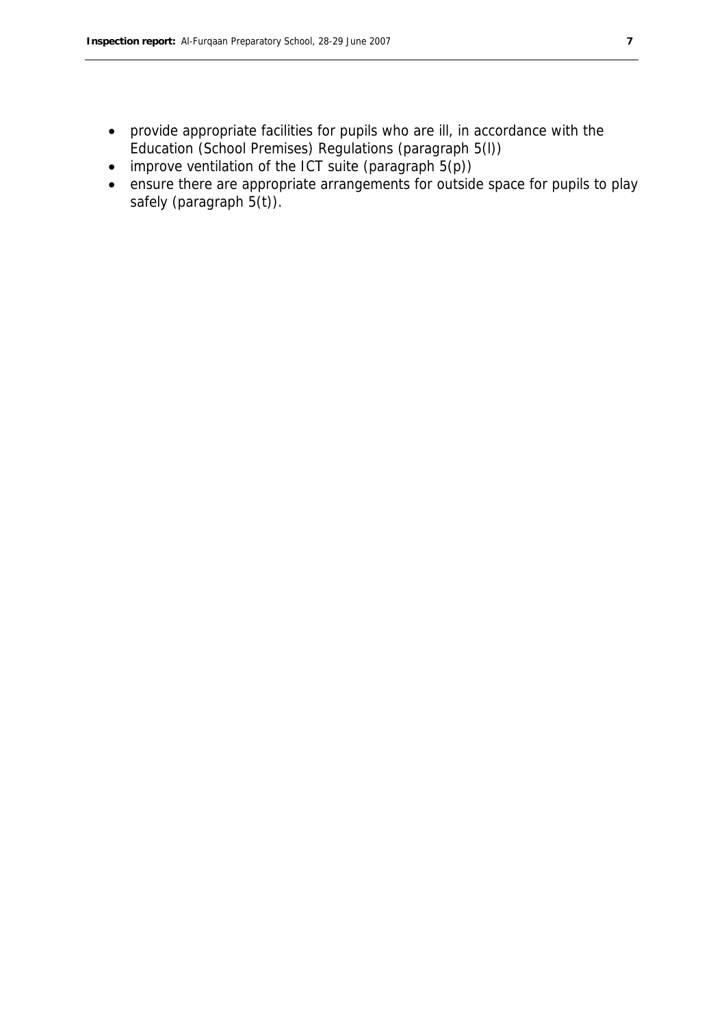- provide appropriate facilities for pupils who are ill, in accordance with the Education (School Premises) Regulations (paragraph 5(l))
- improve ventilation of the ICT suite (paragraph 5(p))
- ensure there are appropriate arrangements for outside space for pupils to play safely (paragraph 5(t)).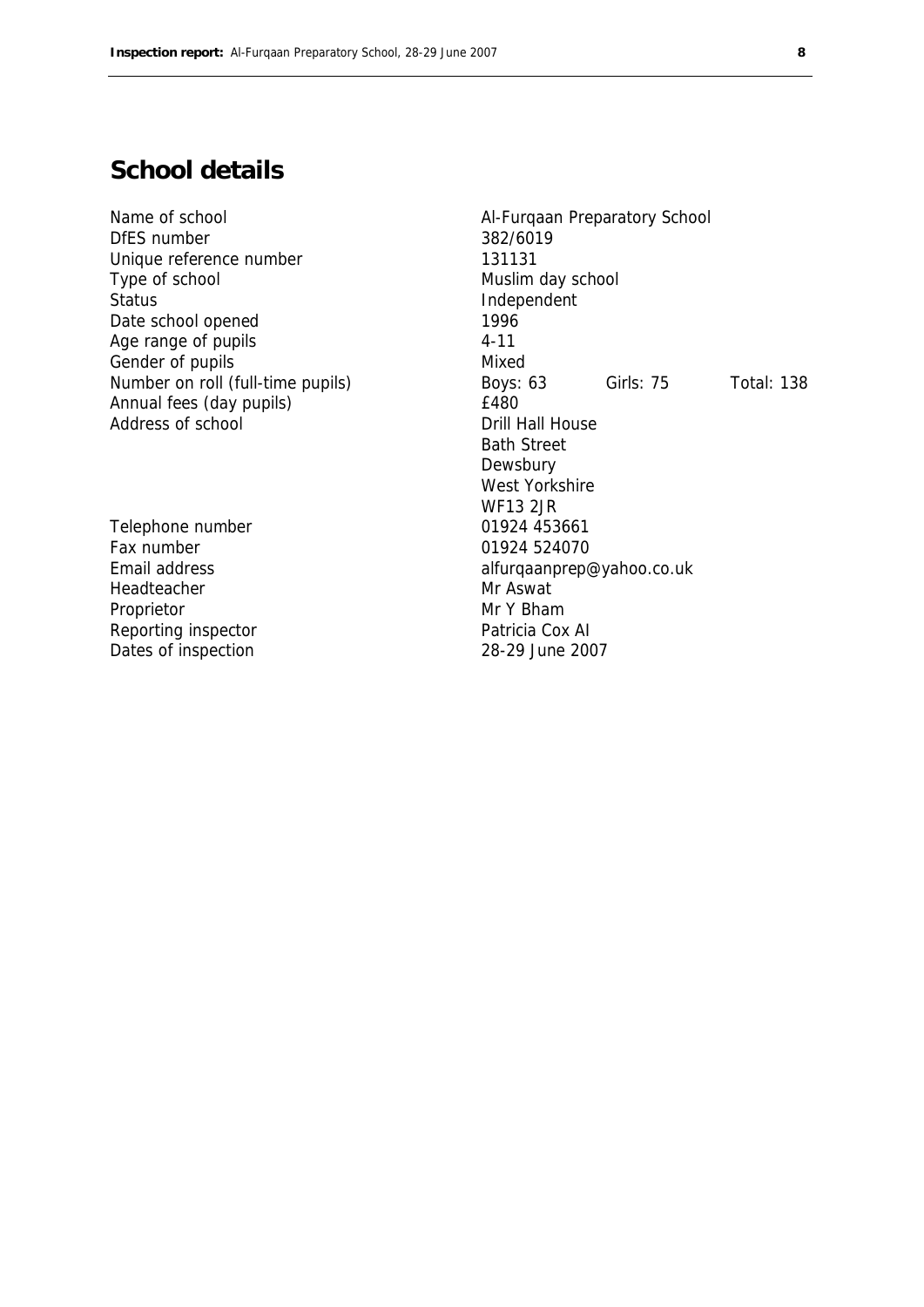## School details

| | |
|---|---|
| Name of school | Al-Furqaan Preparatory School |
| DfES number | 382/6019 |
| Unique reference number | 131131 |
| Type of school | Muslim day school |
| Status | Independent |
| Date school opened | 1996 |
| Age range of pupils | 4-11 |
| Gender of pupils | Mixed |
| Number on roll (full-time pupils) | Boys: 63 Girls: 75 Total: 138 |
| Annual fees (day pupils) | £480 |
| Address of school | Drill Hall House<br>Bath Street<br>Dewsbury<br>West Yorkshire<br>WF13 2JR |
| Telephone number | 01924 453661 |
| Fax number | 01924 524070 |
| Email address | alfurqaanprep@yahoo.co.uk |
| Headteacher | Mr Aswat |
| Proprietor | Mr Y Bham |
| Reporting inspector | Patricia Cox AI |
| Dates of inspection | 28-29 June 2007 |